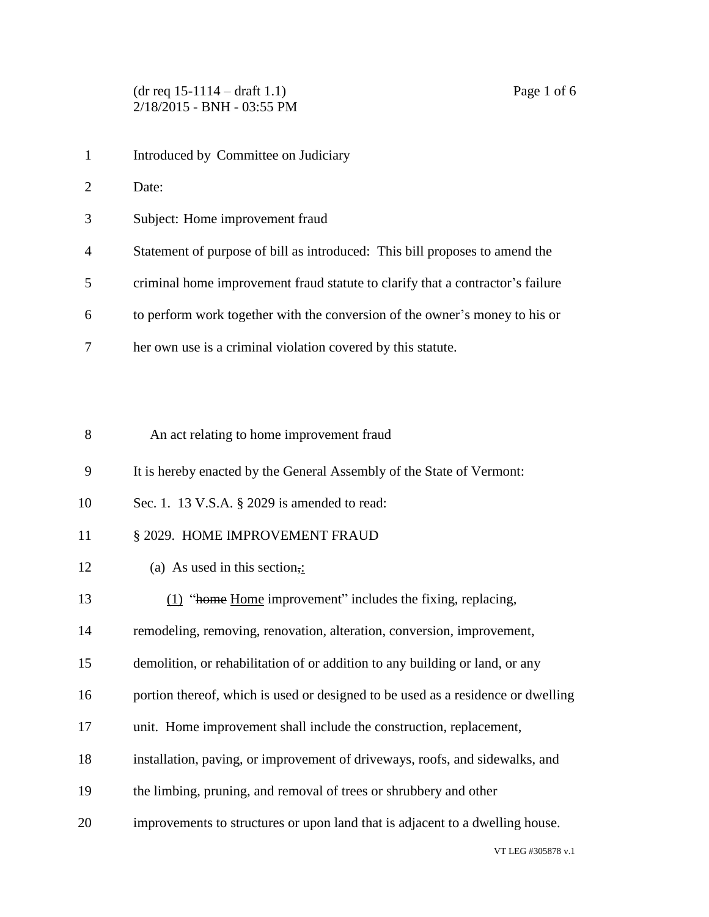Introduced by Committee on Judiciary

Date:

Subject: Home improvement fraud

Statement of purpose of bill as introduced: This bill proposes to amend the criminal home improvement fraud statute to clarify that a contractor's failure to perform work together with the conversion of the owner's money to his or her own use is a criminal violation covered by this statute.

An act relating to home improvement fraud

It is hereby enacted by the General Assembly of the State of Vermont:

Sec. 1. 13 V.S.A. § 2029 is amended to read:

§ 2029. HOME IMPROVEMENT FRAUD

(a) As used in this section~~,~~:

(1) "~~home~~ Home improvement" includes the fixing, replacing, remodeling, removing, renovation, alteration, conversion, improvement, demolition, or rehabilitation of or addition to any building or land, or any portion thereof, which is used or designed to be used as a residence or dwelling unit. Home improvement shall include the construction, replacement, installation, paving, or improvement of driveways, roofs, and sidewalks, and the limbing, pruning, and removal of trees or shrubbery and other improvements to structures or upon land that is adjacent to a dwelling house.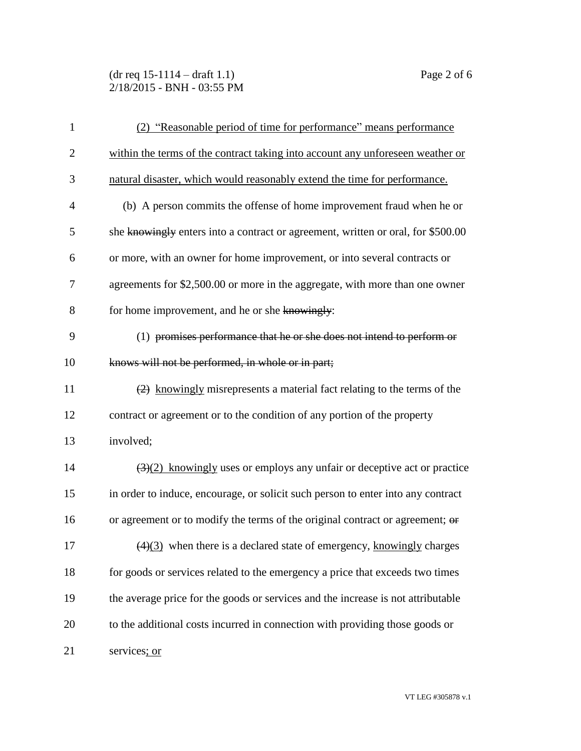(2) "Reasonable period of time for performance" means performance within the terms of the contract taking into account any unforeseen weather or natural disaster, which would reasonably extend the time for performance.

(b) A person commits the offense of home improvement fraud when he or she ~~knowingly~~ enters into a contract or agreement, written or oral, for $500.00 or more, with an owner for home improvement, or into several contracts or agreements for $2,500.00 or more in the aggregate, with more than one owner for home improvement, and he or she ~~knowingly~~:

(1) ~~promises performance that he or she does not intend to perform or knows will not be performed, in whole or in part;~~

~~(2)~~ knowingly misrepresents a material fact relating to the terms of the contract or agreement or to the condition of any portion of the property involved;

~~(3)~~(2) knowingly uses or employs any unfair or deceptive act or practice in order to induce, encourage, or solicit such person to enter into any contract or agreement or to modify the terms of the original contract or agreement; ~~or~~

~~(4)~~(3) when there is a declared state of emergency, knowingly charges for goods or services related to the emergency a price that exceeds two times the average price for the goods or services and the increase is not attributable to the additional costs incurred in connection with providing those goods or services; or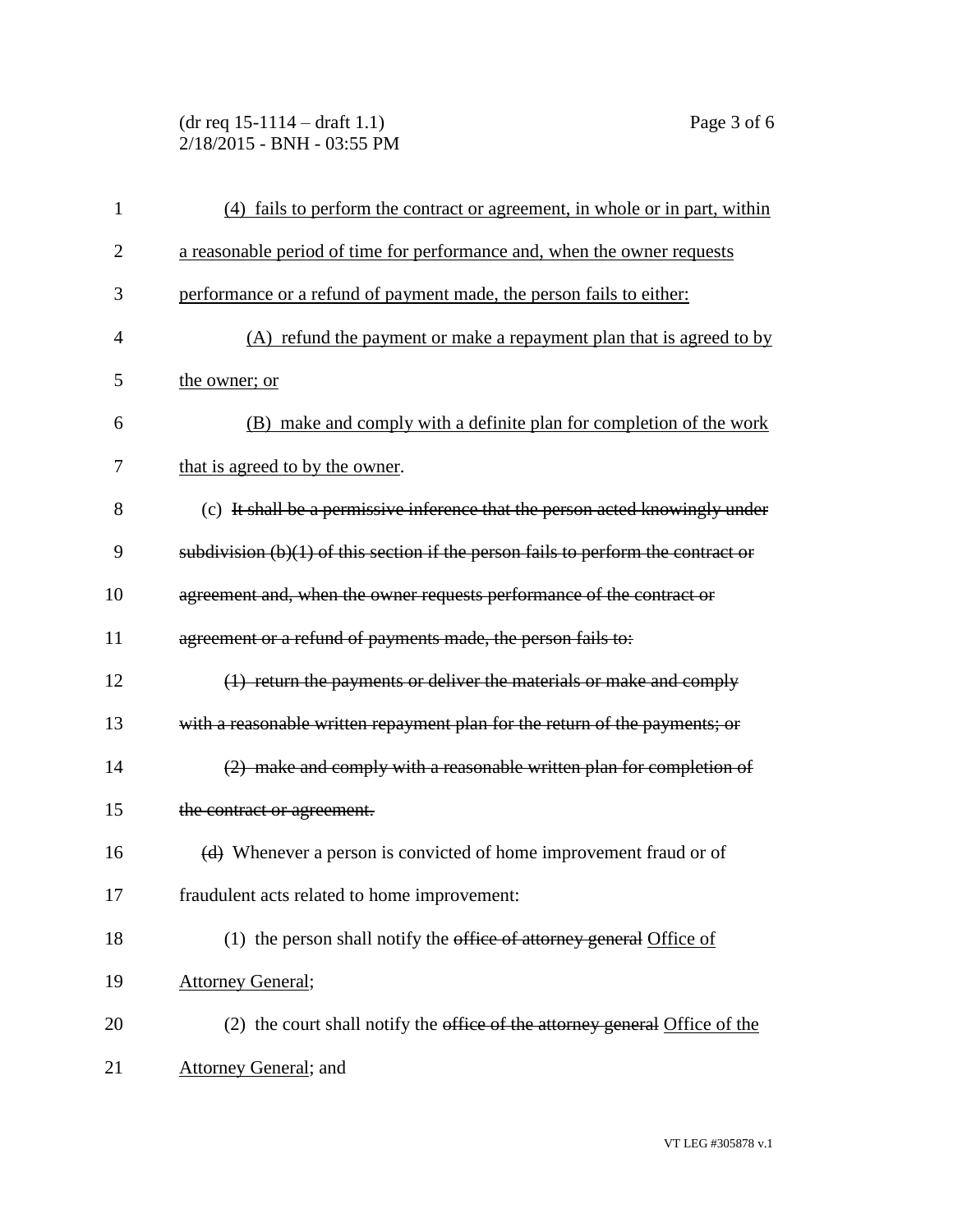(4) <u>fails to perform the contract or agreement, in whole or in part, within a reasonable period of time for performance and, when the owner requests performance or a refund of payment made, the person fails to either:</u>

(A) <u>refund the payment or make a repayment plan that is agreed to by the owner; or</u>

(B) <u>make and comply with a definite plan for completion of the work that is agreed to by the owner</u>.

(c) ~~It shall be a permissive inference that the person acted knowingly under subdivision (b)(1) of this section if the person fails to perform the contract or agreement and, when the owner requests performance of the contract or agreement or a refund of payments made, the person fails to:~~

~~(1) return the payments or deliver the materials or make and comply with a reasonable written repayment plan for the return of the payments; or~~

~~(2) make and comply with a reasonable written plan for completion of the contract or agreement.~~

~~(d)~~ Whenever a person is convicted of home improvement fraud or of fraudulent acts related to home improvement:

(1) the person shall notify the ~~office of attorney general~~ <u>Office of Attorney General</u>;

(2) the court shall notify the ~~office of the attorney general~~ <u>Office of the Attorney General</u>; and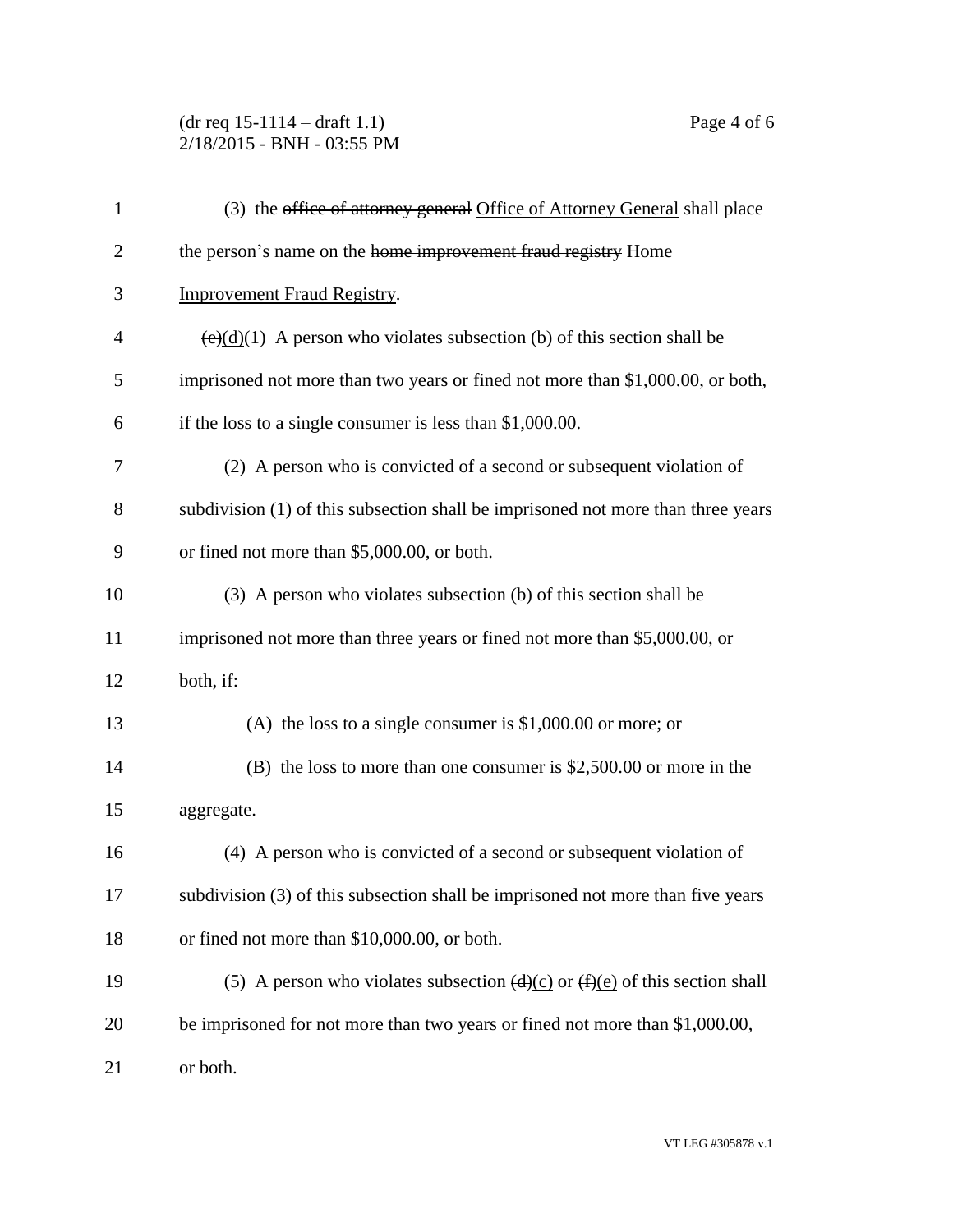(3) the ~~office of attorney general~~ Office of Attorney General shall place the person's name on the ~~home improvement fraud registry~~ Home Improvement Fraud Registry.

~~(e)~~(d)(1) A person who violates subsection (b) of this section shall be imprisoned not more than two years or fined not more than $1,000.00, or both, if the loss to a single consumer is less than $1,000.00.

(2) A person who is convicted of a second or subsequent violation of subdivision (1) of this subsection shall be imprisoned not more than three years or fined not more than $5,000.00, or both.

(3) A person who violates subsection (b) of this section shall be imprisoned not more than three years or fined not more than $5,000.00, or both, if:

(A) the loss to a single consumer is $1,000.00 or more; or

(B) the loss to more than one consumer is $2,500.00 or more in the aggregate.

(4) A person who is convicted of a second or subsequent violation of subdivision (3) of this subsection shall be imprisoned not more than five years or fined not more than $10,000.00, or both.

(5) A person who violates subsection ~~(d)~~(c) or ~~(f)~~(e) of this section shall be imprisoned for not more than two years or fined not more than $1,000.00, or both.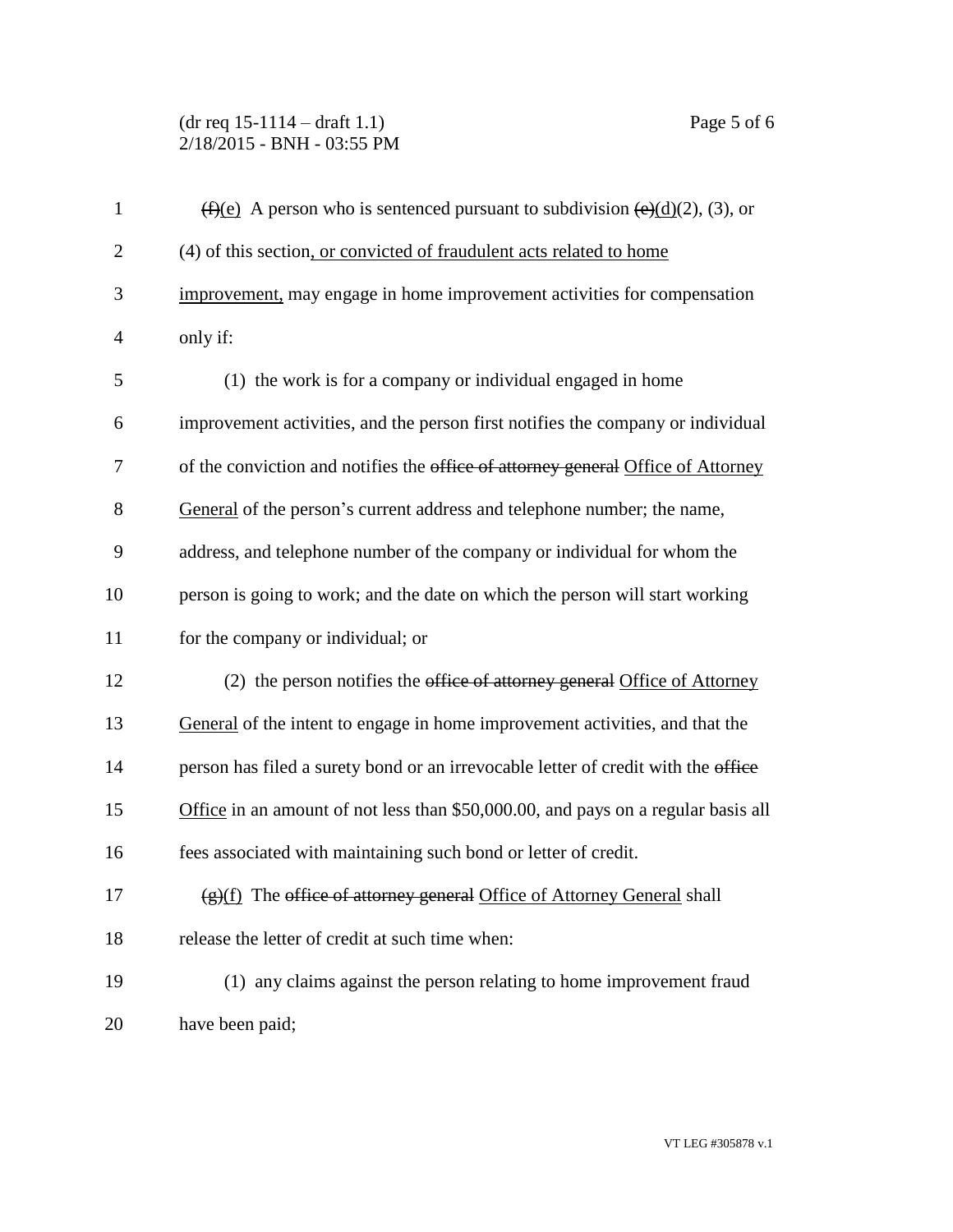~~(f)~~<u>(e)</u> A person who is sentenced pursuant to subdivision ~~(e)~~<u>(d)</u>(2), (3), or (4) of this section<u>, or convicted of fraudulent acts related to home improvement,</u> may engage in home improvement activities for compensation only if:

(1) the work is for a company or individual engaged in home improvement activities, and the person first notifies the company or individual of the conviction and notifies the ~~office of attorney general~~ <u>Office of Attorney General</u> of the person's current address and telephone number; the name, address, and telephone number of the company or individual for whom the person is going to work; and the date on which the person will start working for the company or individual; or

(2) the person notifies the ~~office of attorney general~~ <u>Office of Attorney General</u> of the intent to engage in home improvement activities, and that the person has filed a surety bond or an irrevocable letter of credit with the ~~office~~ <u>Office</u> in an amount of not less than $50,000.00, and pays on a regular basis all fees associated with maintaining such bond or letter of credit.

~~(g)~~<u>(f)</u> The ~~office of attorney general~~ <u>Office of Attorney General</u> shall release the letter of credit at such time when:

(1) any claims against the person relating to home improvement fraud have been paid;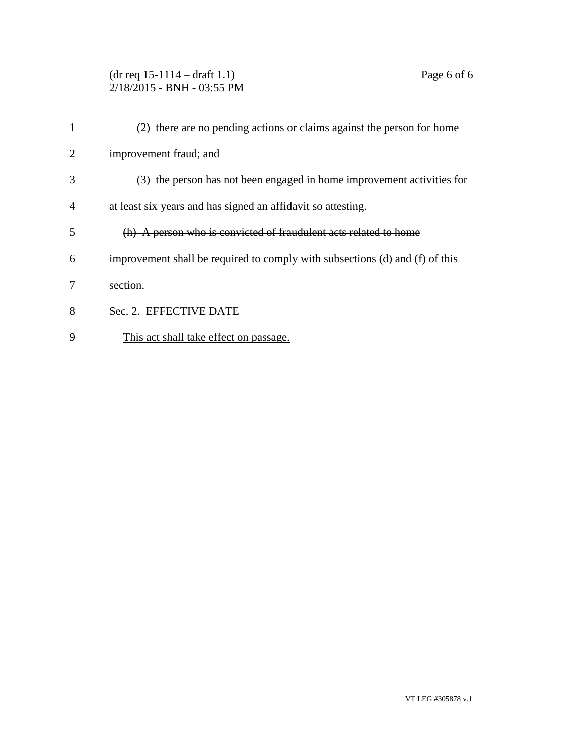(2) there are no pending actions or claims against the person for home improvement fraud; and

(3) the person has not been engaged in home improvement activities for at least six years and has signed an affidavit so attesting.

~~(h) A person who is convicted of fraudulent acts related to home improvement shall be required to comply with subsections (d) and (f) of this section.~~

Sec. 2. EFFECTIVE DATE

<u>This act shall take effect on passage.</u>